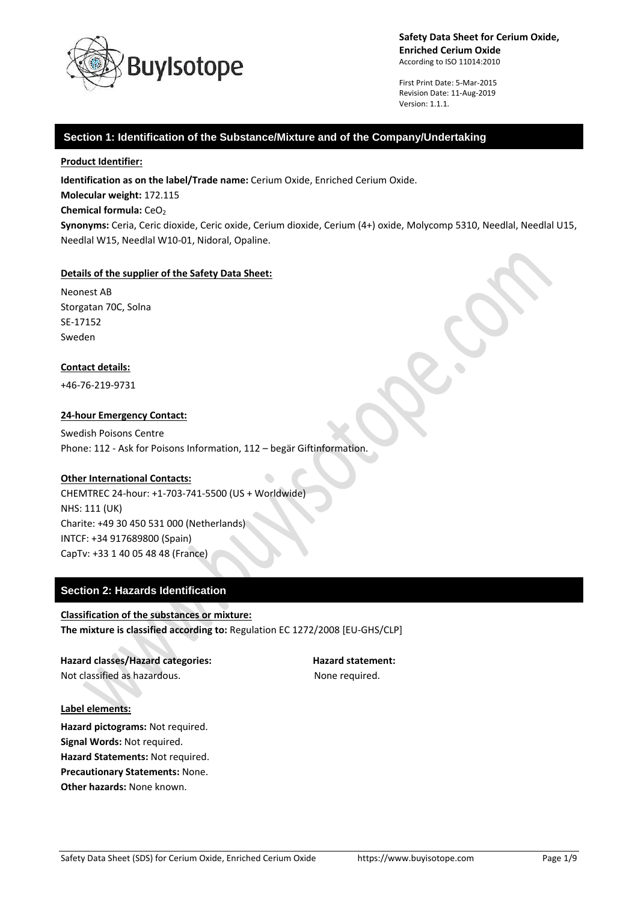**Safety Data Sheet for Cerium Oxide, Enriched Cerium Oxide**
According to ISO 11014:2010

First Print Date: 5-Mar-2015
Revision Date: 11-Aug-2019
Version: 1.1.1.

## Section 1: Identification of the Substance/Mixture and of the Company/Undertaking

**Product Identifier:**

**Identification as on the label/Trade name:** Cerium Oxide, Enriched Cerium Oxide.
**Molecular weight:** 172.115
**Chemical formula:** $CeO_2$
**Synonyms:** Ceria, Ceric dioxide, Ceric oxide, Cerium dioxide, Cerium (4+) oxide, Molycomp 5310, Needlal, Needlal U15, Needlal W15, Needlal W10-01, Nidoral, Opaline.

**Details of the supplier of the Safety Data Sheet:**

Neonest AB
Storgatan 70C, Solna
SE-17152
Sweden

**Contact details:**

+46-76-219-9731

**24-hour Emergency Contact:**

Swedish Poisons Centre
Phone: 112 - Ask for Poisons Information, 112 – begär Giftinformation.

**Other International Contacts:**
CHEMTREC 24-hour: +1-703-741-5500 (US + Worldwide)
NHS: 111 (UK)
Charite: +49 30 450 531 000 (Netherlands)
INTCF: +34 917689800 (Spain)
CapTv: +33 1 40 05 48 48 (France)

## Section 2: Hazards Identification

**Classification of the substances or mixture:**
**The mixture is classified according to:** Regulation EC 1272/2008 [EU-GHS/CLP]

| Hazard classes/Hazard categories: | Hazard statement: |
|---|---|
| Not classified as hazardous. | None required. |

**Label elements:**

**Hazard pictograms:** Not required.
**Signal Words:** Not required.
**Hazard Statements:** Not required.
**Precautionary Statements:** None.
**Other hazards:** None known.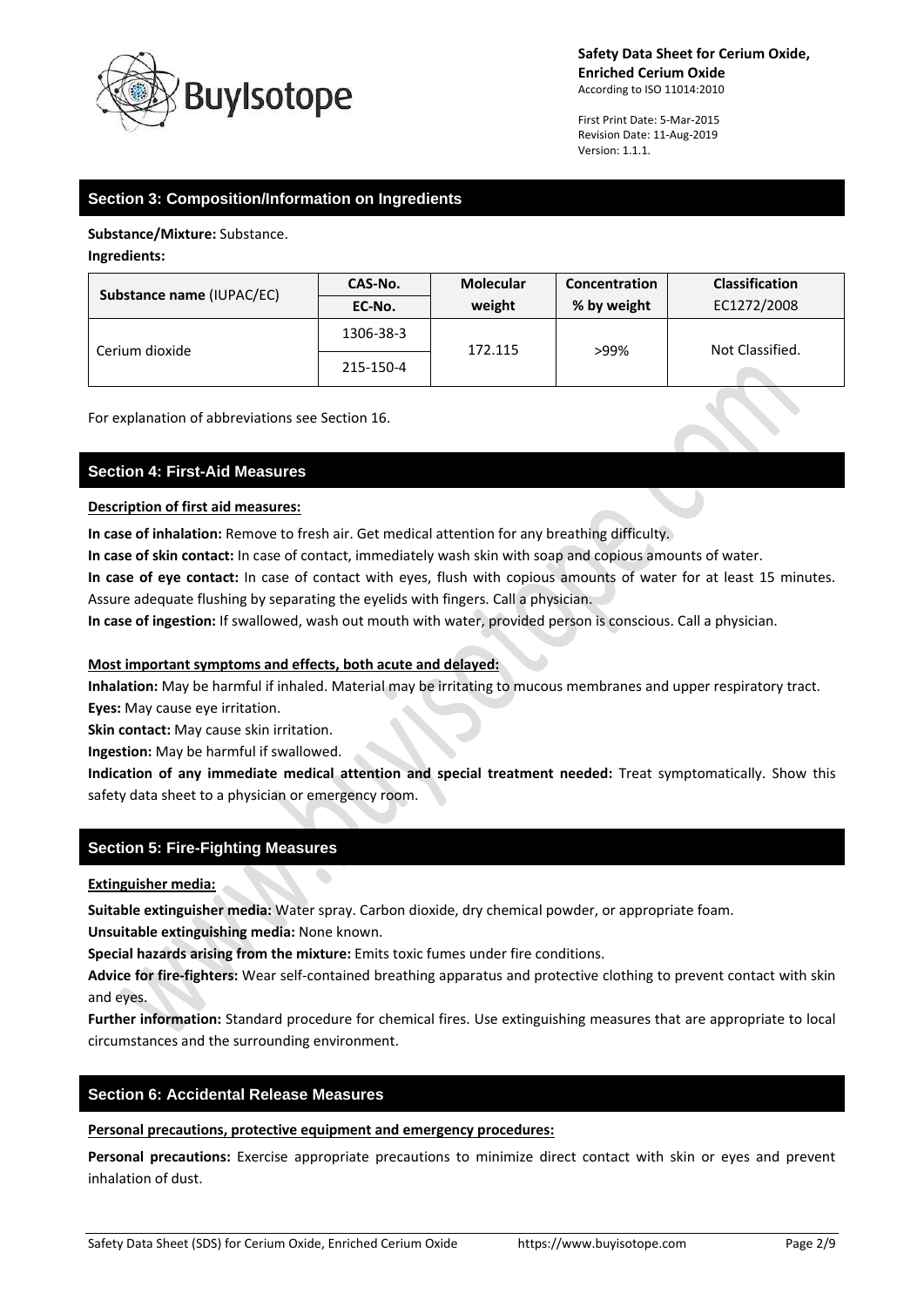## Section 3: Composition/Information on Ingredients

**Substance/Mixture:** Substance.

**Ingredients:**

| Substance name (IUPAC/EC) | CAS-No. / EC-No. | Molecular weight | Concentration % by weight | Classification EC1272/2008 |
|---|---|---|---|---|
| Cerium dioxide | 1306-38-3 / 215-150-4 | 172.115 | >99% | Not Classified. |

For explanation of abbreviations see Section 16.

## Section 4: First-Aid Measures

**Description of first aid measures:**

**In case of inhalation:** Remove to fresh air. Get medical attention for any breathing difficulty.

**In case of skin contact:** In case of contact, immediately wash skin with soap and copious amounts of water.

**In case of eye contact:** In case of contact with eyes, flush with copious amounts of water for at least 15 minutes. Assure adequate flushing by separating the eyelids with fingers. Call a physician.

**In case of ingestion:** If swallowed, wash out mouth with water, provided person is conscious. Call a physician.

**Most important symptoms and effects, both acute and delayed:**

**Inhalation:** May be harmful if inhaled. Material may be irritating to mucous membranes and upper respiratory tract.

**Eyes:** May cause eye irritation.

**Skin contact:** May cause skin irritation.

**Ingestion:** May be harmful if swallowed.

**Indication of any immediate medical attention and special treatment needed:** Treat symptomatically. Show this safety data sheet to a physician or emergency room.

## Section 5: Fire-Fighting Measures

**Extinguisher media:**

**Suitable extinguisher media:** Water spray. Carbon dioxide, dry chemical powder, or appropriate foam.

**Unsuitable extinguishing media:** None known.

**Special hazards arising from the mixture:** Emits toxic fumes under fire conditions.

**Advice for fire-fighters:** Wear self-contained breathing apparatus and protective clothing to prevent contact with skin and eyes.

**Further information:** Standard procedure for chemical fires. Use extinguishing measures that are appropriate to local circumstances and the surrounding environment.

## Section 6: Accidental Release Measures

**Personal precautions, protective equipment and emergency procedures:**

**Personal precautions:** Exercise appropriate precautions to minimize direct contact with skin or eyes and prevent inhalation of dust.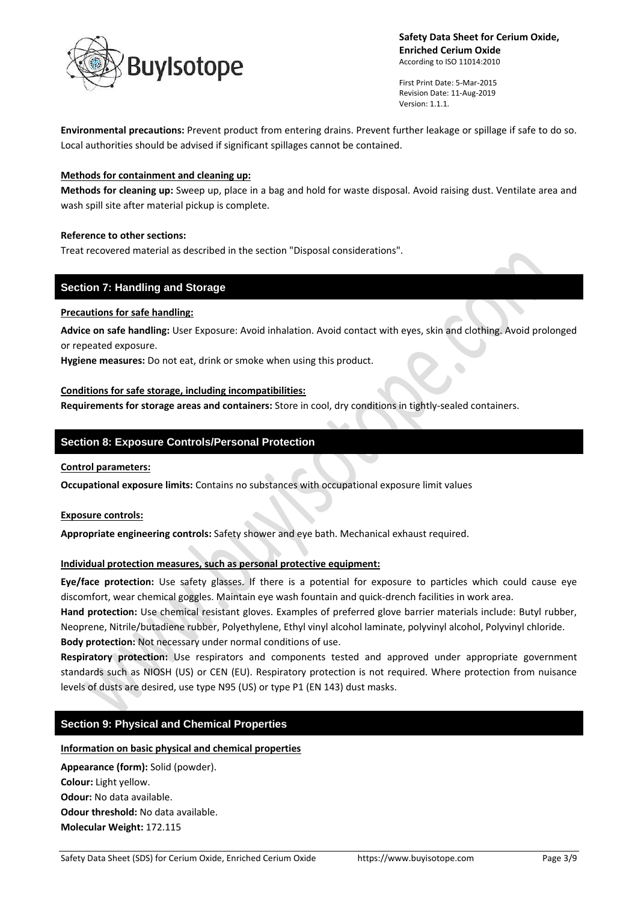**Environmental precautions:** Prevent product from entering drains. Prevent further leakage or spillage if safe to do so. Local authorities should be advised if significant spillages cannot be contained.

**Methods for containment and cleaning up:**

**Methods for cleaning up:** Sweep up, place in a bag and hold for waste disposal. Avoid raising dust. Ventilate area and wash spill site after material pickup is complete.

**Reference to other sections:**

Treat recovered material as described in the section "Disposal considerations".

## Section 7: Handling and Storage

**Precautions for safe handling:**

**Advice on safe handling:** User Exposure: Avoid inhalation. Avoid contact with eyes, skin and clothing. Avoid prolonged or repeated exposure.

**Hygiene measures:** Do not eat, drink or smoke when using this product.

**Conditions for safe storage, including incompatibilities:**

**Requirements for storage areas and containers:** Store in cool, dry conditions in tightly-sealed containers.

## Section 8: Exposure Controls/Personal Protection

**Control parameters:**

**Occupational exposure limits:** Contains no substances with occupational exposure limit values

**Exposure controls:**

**Appropriate engineering controls:** Safety shower and eye bath. Mechanical exhaust required.

**Individual protection measures, such as personal protective equipment:**

**Eye/face protection:** Use safety glasses. If there is a potential for exposure to particles which could cause eye discomfort, wear chemical goggles. Maintain eye wash fountain and quick-drench facilities in work area.

**Hand protection:** Use chemical resistant gloves. Examples of preferred glove barrier materials include: Butyl rubber, Neoprene, Nitrile/butadiene rubber, Polyethylene, Ethyl vinyl alcohol laminate, polyvinyl alcohol, Polyvinyl chloride.

**Body protection:** Not necessary under normal conditions of use.

**Respiratory protection:** Use respirators and components tested and approved under appropriate government standards such as NIOSH (US) or CEN (EU). Respiratory protection is not required. Where protection from nuisance levels of dusts are desired, use type N95 (US) or type P1 (EN 143) dust masks.

## Section 9: Physical and Chemical Properties

**Information on basic physical and chemical properties**

**Appearance (form):** Solid (powder).
**Colour:** Light yellow.
**Odour:** No data available.
**Odour threshold:** No data available.
**Molecular Weight:** 172.115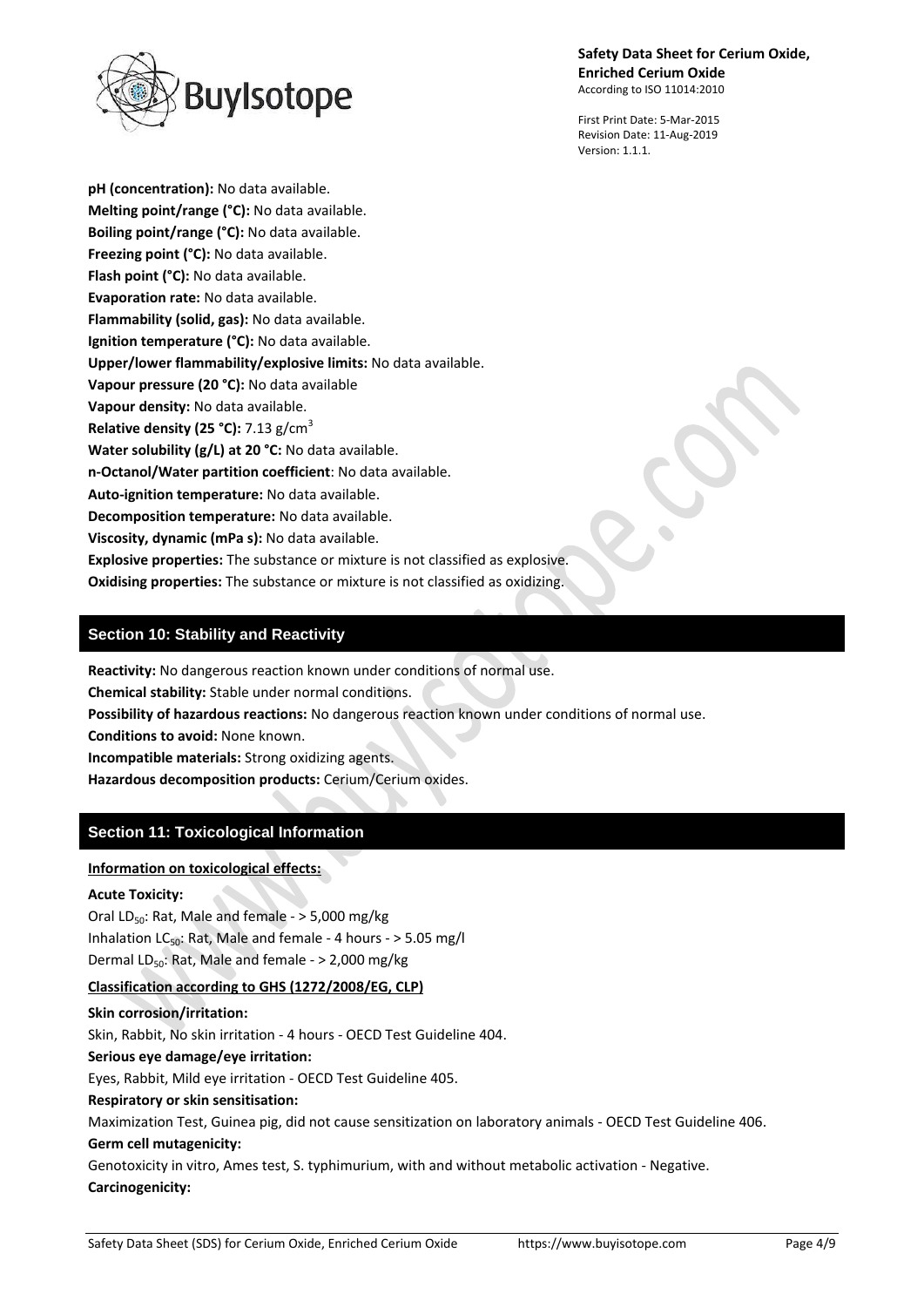**pH (concentration):** No data available.
**Melting point/range (°C):** No data available.
**Boiling point/range (°C):** No data available.
**Freezing point (°C):** No data available.
**Flash point (°C):** No data available.
**Evaporation rate:** No data available.
**Flammability (solid, gas):** No data available.
**Ignition temperature (°C):** No data available.
**Upper/lower flammability/explosive limits:** No data available.
**Vapour pressure (20 °C):** No data available
**Vapour density:** No data available.
**Relative density (25 °C):** 7.13 g/cm$^3$
**Water solubility (g/L) at 20 °C:** No data available.
**n-Octanol/Water partition coefficient**: No data available.
**Auto-ignition temperature:** No data available.
**Decomposition temperature:** No data available.
**Viscosity, dynamic (mPa s):** No data available.
**Explosive properties:** The substance or mixture is not classified as explosive.
**Oxidising properties:** The substance or mixture is not classified as oxidizing.

## Section 10: Stability and Reactivity

**Reactivity:** No dangerous reaction known under conditions of normal use.
**Chemical stability:** Stable under normal conditions.
**Possibility of hazardous reactions:** No dangerous reaction known under conditions of normal use.
**Conditions to avoid:** None known.
**Incompatible materials:** Strong oxidizing agents.
**Hazardous decomposition products:** Cerium/Cerium oxides.

## Section 11: Toxicological Information

**Information on toxicological effects:**

**Acute Toxicity:**
Oral $LD_{50}$: Rat, Male and female - > 5,000 mg/kg
Inhalation $LC_{50}$: Rat, Male and female - 4 hours - > 5.05 mg/l
Dermal $LD_{50}$: Rat, Male and female - > 2,000 mg/kg

**Classification according to GHS (1272/2008/EG, CLP)**

**Skin corrosion/irritation:**
Skin, Rabbit, No skin irritation - 4 hours - OECD Test Guideline 404.
**Serious eye damage/eye irritation:**
Eyes, Rabbit, Mild eye irritation - OECD Test Guideline 405.
**Respiratory or skin sensitisation:**
Maximization Test, Guinea pig, did not cause sensitization on laboratory animals - OECD Test Guideline 406.
**Germ cell mutagenicity:**
Genotoxicity in vitro, Ames test, S. typhimurium, with and without metabolic activation - Negative.
**Carcinogenicity:**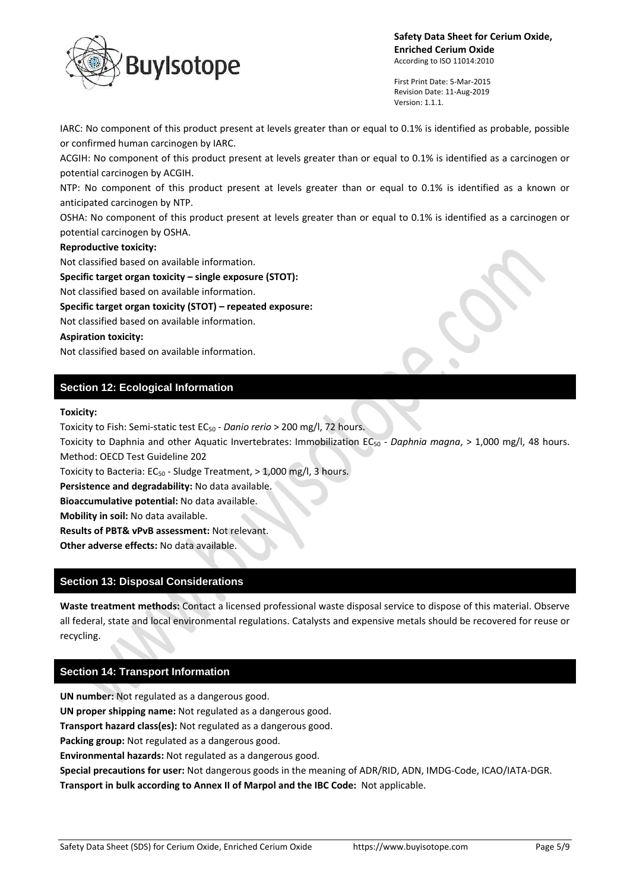IARC: No component of this product present at levels greater than or equal to 0.1% is identified as probable, possible or confirmed human carcinogen by IARC.

ACGIH: No component of this product present at levels greater than or equal to 0.1% is identified as a carcinogen or potential carcinogen by ACGIH.

NTP: No component of this product present at levels greater than or equal to 0.1% is identified as a known or anticipated carcinogen by NTP.

OSHA: No component of this product present at levels greater than or equal to 0.1% is identified as a carcinogen or potential carcinogen by OSHA.

**Reproductive toxicity:**

Not classified based on available information.

**Specific target organ toxicity – single exposure (STOT):**

Not classified based on available information.

**Specific target organ toxicity (STOT) – repeated exposure:**

Not classified based on available information.

**Aspiration toxicity:**

Not classified based on available information.

## Section 12: Ecological Information

**Toxicity:**

Toxicity to Fish: Semi-static test $EC_{50}$ - *Danio rerio* > 200 mg/l, 72 hours.

Toxicity to Daphnia and other Aquatic Invertebrates: Immobilization $EC_{50}$ - *Daphnia magna*, > 1,000 mg/l, 48 hours. Method: OECD Test Guideline 202

Toxicity to Bacteria: $EC_{50}$ - Sludge Treatment, > 1,000 mg/l, 3 hours.

**Persistence and degradability:** No data available.

**Bioaccumulative potential:** No data available.

**Mobility in soil:** No data available.

**Results of PBT& vPvB assessment:** Not relevant.

**Other adverse effects:** No data available.

## Section 13: Disposal Considerations

**Waste treatment methods:** Contact a licensed professional waste disposal service to dispose of this material. Observe all federal, state and local environmental regulations. Catalysts and expensive metals should be recovered for reuse or recycling.

## Section 14: Transport Information

**UN number:** Not regulated as a dangerous good.

**UN proper shipping name:** Not regulated as a dangerous good.

**Transport hazard class(es):** Not regulated as a dangerous good.

**Packing group:** Not regulated as a dangerous good.

**Environmental hazards:** Not regulated as a dangerous good.

**Special precautions for user:** Not dangerous goods in the meaning of ADR/RID, ADN, IMDG-Code, ICAO/IATA-DGR.

**Transport in bulk according to Annex II of Marpol and the IBC Code:** Not applicable.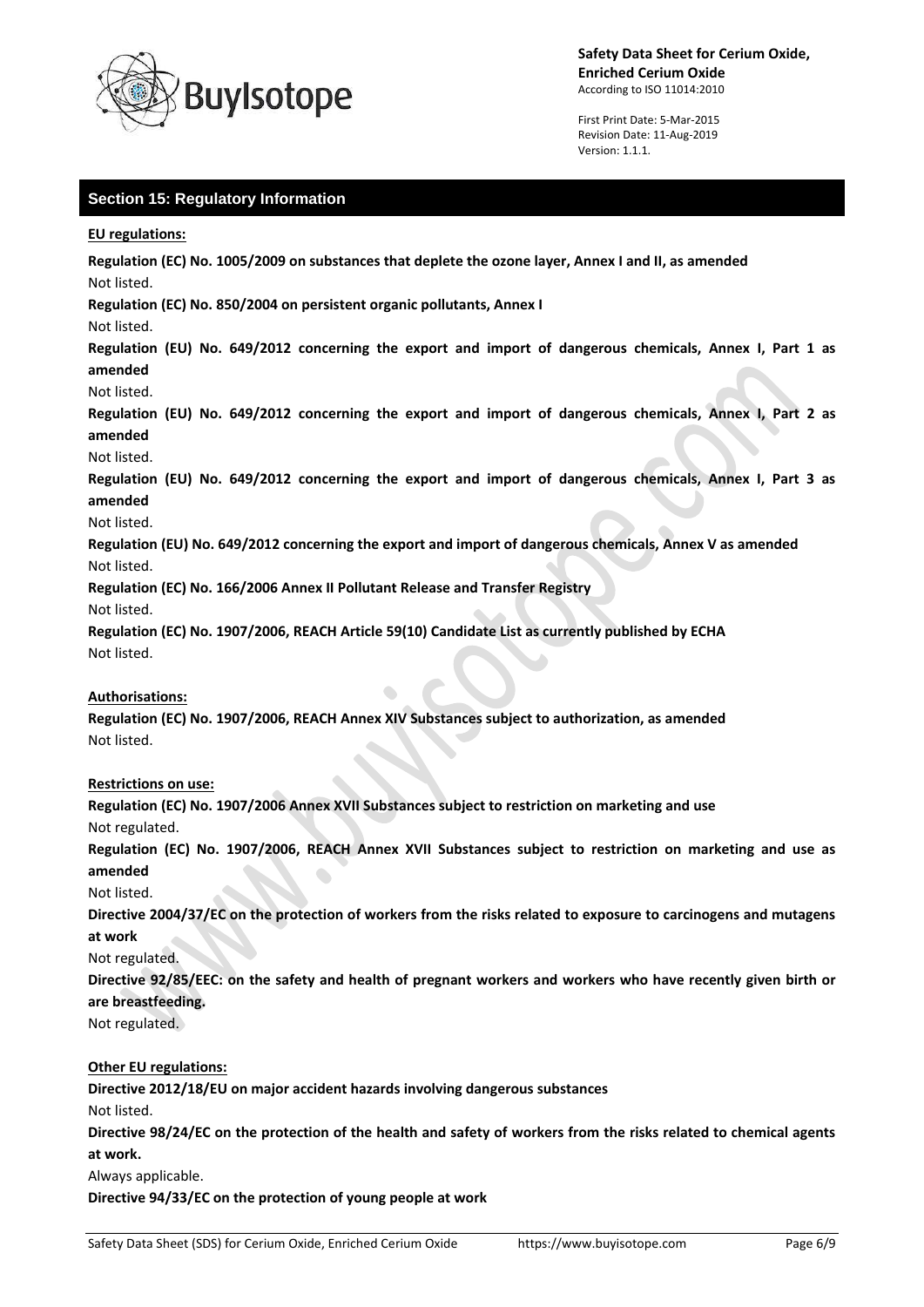## Section 15: Regulatory Information

**EU regulations:**

**Regulation (EC) No. 1005/2009 on substances that deplete the ozone layer, Annex I and II, as amended**

Not listed.

**Regulation (EC) No. 850/2004 on persistent organic pollutants, Annex I**

Not listed.

**Regulation (EU) No. 649/2012 concerning the export and import of dangerous chemicals, Annex I, Part 1 as amended**

Not listed.

**Regulation (EU) No. 649/2012 concerning the export and import of dangerous chemicals, Annex I, Part 2 as amended**

Not listed.

**Regulation (EU) No. 649/2012 concerning the export and import of dangerous chemicals, Annex I, Part 3 as amended**

Not listed.

**Regulation (EU) No. 649/2012 concerning the export and import of dangerous chemicals, Annex V as amended**

Not listed.

**Regulation (EC) No. 166/2006 Annex II Pollutant Release and Transfer Registry**

Not listed.

**Regulation (EC) No. 1907/2006, REACH Article 59(10) Candidate List as currently published by ECHA**

Not listed.

**Authorisations:**

**Regulation (EC) No. 1907/2006, REACH Annex XIV Substances subject to authorization, as amended**

Not listed.

**Restrictions on use:**

**Regulation (EC) No. 1907/2006 Annex XVII Substances subject to restriction on marketing and use**

Not regulated.

**Regulation (EC) No. 1907/2006, REACH Annex XVII Substances subject to restriction on marketing and use as amended**

Not listed.

**Directive 2004/37/EC on the protection of workers from the risks related to exposure to carcinogens and mutagens at work**

Not regulated.

**Directive 92/85/EEC: on the safety and health of pregnant workers and workers who have recently given birth or are breastfeeding.**

Not regulated.

**Other EU regulations:**

**Directive 2012/18/EU on major accident hazards involving dangerous substances**

Not listed.

**Directive 98/24/EC on the protection of the health and safety of workers from the risks related to chemical agents at work.**

Always applicable.

**Directive 94/33/EC on the protection of young people at work**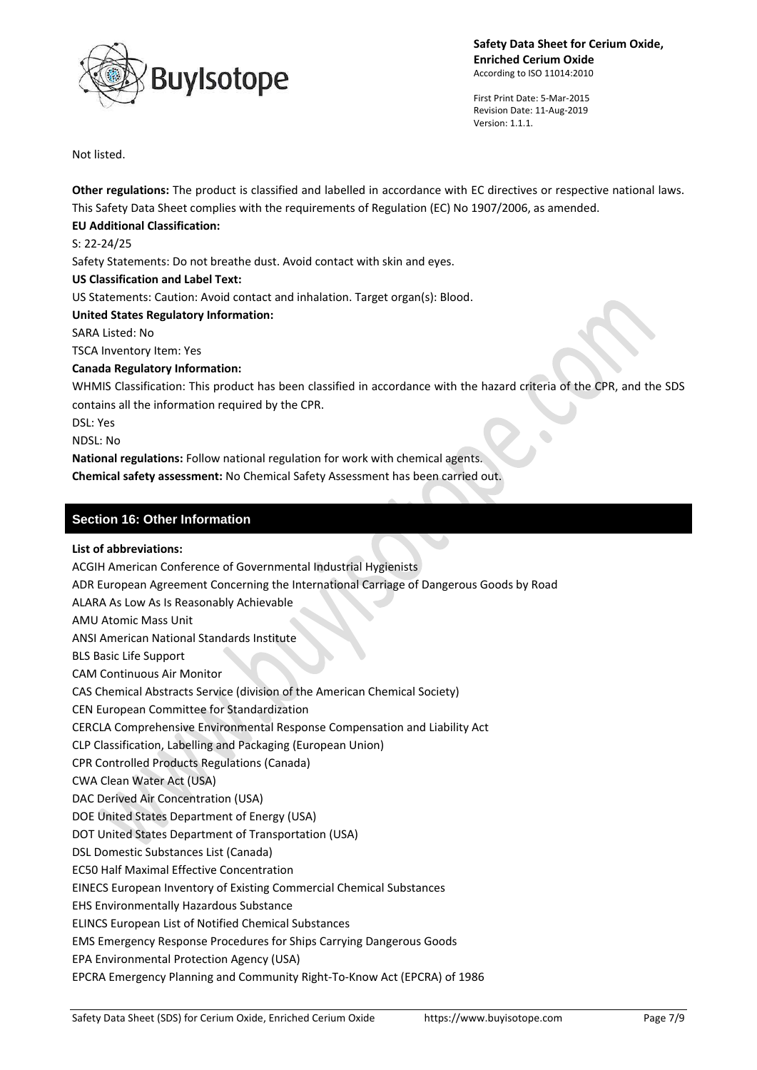Not listed.

**Other regulations:** The product is classified and labelled in accordance with EC directives or respective national laws. This Safety Data Sheet complies with the requirements of Regulation (EC) No 1907/2006, as amended.

**EU Additional Classification:**

S: 22-24/25

Safety Statements: Do not breathe dust. Avoid contact with skin and eyes.

**US Classification and Label Text:**

US Statements: Caution: Avoid contact and inhalation. Target organ(s): Blood.

**United States Regulatory Information:**

SARA Listed: No

TSCA Inventory Item: Yes

**Canada Regulatory Information:**

WHMIS Classification: This product has been classified in accordance with the hazard criteria of the CPR, and the SDS contains all the information required by the CPR.

DSL: Yes

NDSL: No

**National regulations:** Follow national regulation for work with chemical agents.

**Chemical safety assessment:** No Chemical Safety Assessment has been carried out.

## Section 16: Other Information

**List of abbreviations:**

ACGIH American Conference of Governmental Industrial Hygienists
ADR European Agreement Concerning the International Carriage of Dangerous Goods by Road
ALARA As Low As Is Reasonably Achievable
AMU Atomic Mass Unit
ANSI American National Standards Institute
BLS Basic Life Support
CAM Continuous Air Monitor
CAS Chemical Abstracts Service (division of the American Chemical Society)
CEN European Committee for Standardization
CERCLA Comprehensive Environmental Response Compensation and Liability Act
CLP Classification, Labelling and Packaging (European Union)
CPR Controlled Products Regulations (Canada)
CWA Clean Water Act (USA)
DAC Derived Air Concentration (USA)
DOE United States Department of Energy (USA)
DOT United States Department of Transportation (USA)
DSL Domestic Substances List (Canada)
EC50 Half Maximal Effective Concentration
EINECS European Inventory of Existing Commercial Chemical Substances
EHS Environmentally Hazardous Substance
ELINCS European List of Notified Chemical Substances
EMS Emergency Response Procedures for Ships Carrying Dangerous Goods
EPA Environmental Protection Agency (USA)
EPCRA Emergency Planning and Community Right-To-Know Act (EPCRA) of 1986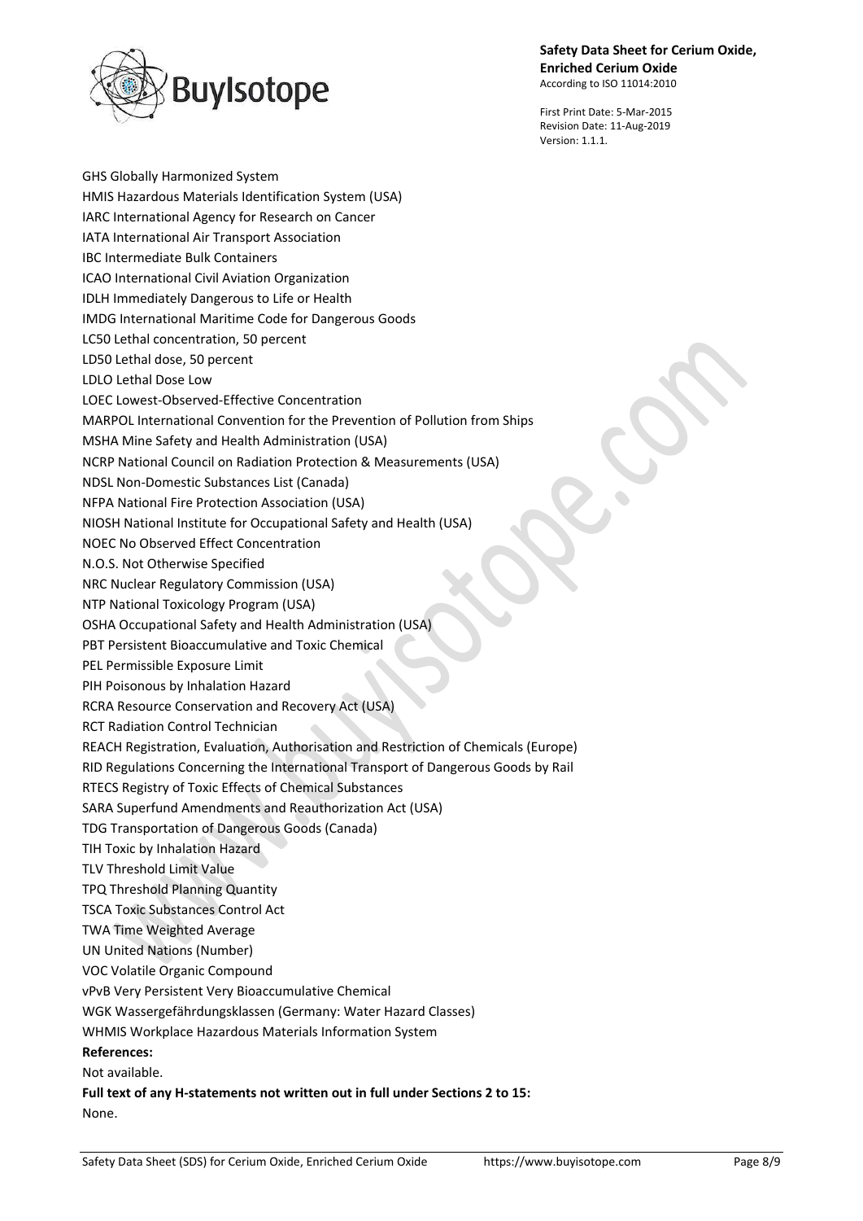GHS Globally Harmonized System
HMIS Hazardous Materials Identification System (USA)
IARC International Agency for Research on Cancer
IATA International Air Transport Association
IBC Intermediate Bulk Containers
ICAO International Civil Aviation Organization
IDLH Immediately Dangerous to Life or Health
IMDG International Maritime Code for Dangerous Goods
LC50 Lethal concentration, 50 percent
LD50 Lethal dose, 50 percent
LDLO Lethal Dose Low
LOEC Lowest-Observed-Effective Concentration
MARPOL International Convention for the Prevention of Pollution from Ships
MSHA Mine Safety and Health Administration (USA)
NCRP National Council on Radiation Protection & Measurements (USA)
NDSL Non-Domestic Substances List (Canada)
NFPA National Fire Protection Association (USA)
NIOSH National Institute for Occupational Safety and Health (USA)
NOEC No Observed Effect Concentration
N.O.S. Not Otherwise Specified
NRC Nuclear Regulatory Commission (USA)
NTP National Toxicology Program (USA)
OSHA Occupational Safety and Health Administration (USA)
PBT Persistent Bioaccumulative and Toxic Chemical
PEL Permissible Exposure Limit
PIH Poisonous by Inhalation Hazard
RCRA Resource Conservation and Recovery Act (USA)
RCT Radiation Control Technician
REACH Registration, Evaluation, Authorisation and Restriction of Chemicals (Europe)
RID Regulations Concerning the International Transport of Dangerous Goods by Rail
RTECS Registry of Toxic Effects of Chemical Substances
SARA Superfund Amendments and Reauthorization Act (USA)
TDG Transportation of Dangerous Goods (Canada)
TIH Toxic by Inhalation Hazard
TLV Threshold Limit Value
TPQ Threshold Planning Quantity
TSCA Toxic Substances Control Act
TWA Time Weighted Average
UN United Nations (Number)
VOC Volatile Organic Compound
vPvB Very Persistent Very Bioaccumulative Chemical
WGK Wassergefährdungsklassen (Germany: Water Hazard Classes)
WHMIS Workplace Hazardous Materials Information System

**References:**

Not available.

**Full text of any H-statements not written out in full under Sections 2 to 15:**

None.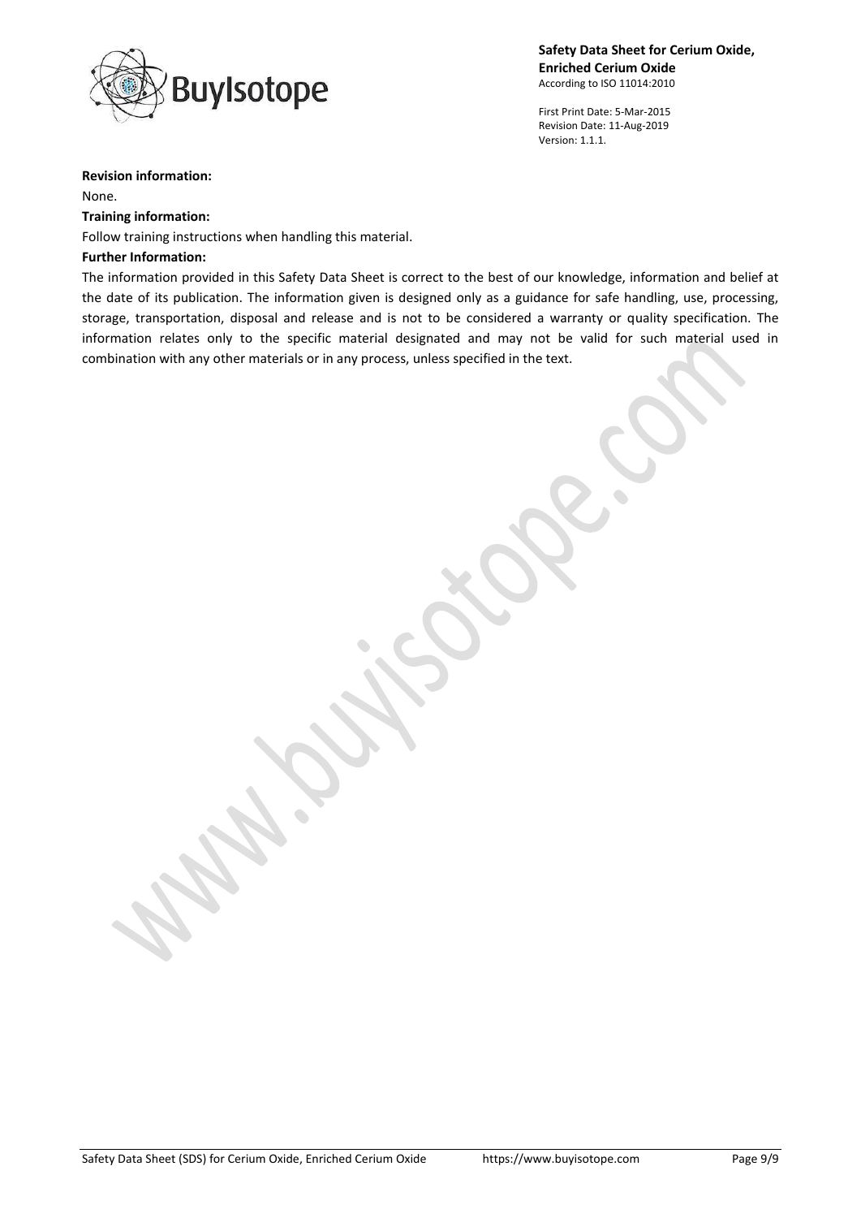**Revision information:**

None.

**Training information:**

Follow training instructions when handling this material.

**Further Information:**

The information provided in this Safety Data Sheet is correct to the best of our knowledge, information and belief at the date of its publication. The information given is designed only as a guidance for safe handling, use, processing, storage, transportation, disposal and release and is not to be considered a warranty or quality specification. The information relates only to the specific material designated and may not be valid for such material used in combination with any other materials or in any process, unless specified in the text.